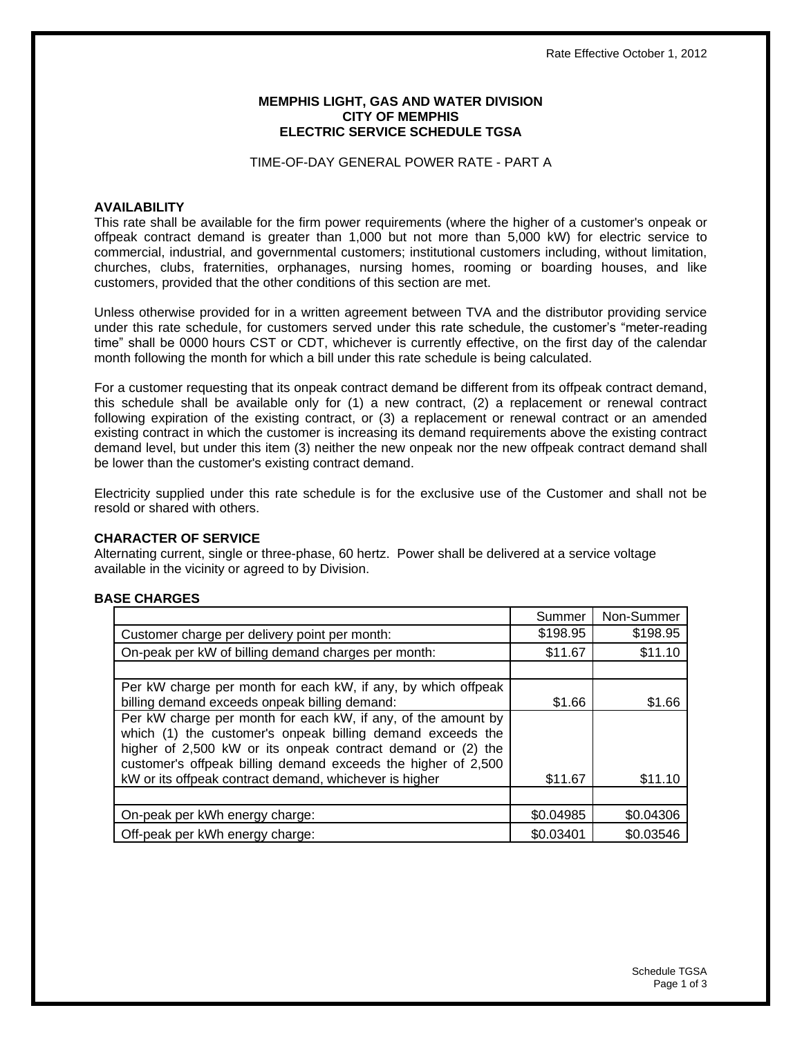Rate Effective October 1, 2012

**MEMPHIS LIGHT, GAS AND WATER DIVISION**
**CITY OF MEMPHIS**
**ELECTRIC SERVICE SCHEDULE TGSA**

TIME-OF-DAY GENERAL POWER RATE - PART A

## AVAILABILITY

This rate shall be available for the firm power requirements (where the higher of a customer's onpeak or offpeak contract demand is greater than 1,000 but not more than 5,000 kW) for electric service to commercial, industrial, and governmental customers; institutional customers including, without limitation, churches, clubs, fraternities, orphanages, nursing homes, rooming or boarding houses, and like customers, provided that the other conditions of this section are met.

Unless otherwise provided for in a written agreement between TVA and the distributor providing service under this rate schedule, for customers served under this rate schedule, the customer's "meter-reading time" shall be 0000 hours CST or CDT, whichever is currently effective, on the first day of the calendar month following the month for which a bill under this rate schedule is being calculated.

For a customer requesting that its onpeak contract demand be different from its offpeak contract demand, this schedule shall be available only for (1) a new contract, (2) a replacement or renewal contract following expiration of the existing contract, or (3) a replacement or renewal contract or an amended existing contract in which the customer is increasing its demand requirements above the existing contract demand level, but under this item (3) neither the new onpeak nor the new offpeak contract demand shall be lower than the customer's existing contract demand.

Electricity supplied under this rate schedule is for the exclusive use of the Customer and shall not be resold or shared with others.

## CHARACTER OF SERVICE

Alternating current, single or three-phase, 60 hertz. Power shall be delivered at a service voltage available in the vicinity or agreed to by Division.

## BASE CHARGES

| | Summer | Non-Summer |
|---|---|---|
| Customer charge per delivery point per month: | $198.95 | $198.95 |
| On-peak per kW of billing demand charges per month: | $11.67 | $11.10 |
| | | |
| Per kW charge per month for each kW, if any, by which offpeak billing demand exceeds onpeak billing demand: | $1.66 | $1.66 |
| Per kW charge per month for each kW, if any, of the amount by which (1) the customer's onpeak billing demand exceeds the higher of 2,500 kW or its onpeak contract demand or (2) the customer's offpeak billing demand exceeds the higher of 2,500 kW or its offpeak contract demand, whichever is higher | $11.67 | $11.10 |
| | | |
| On-peak per kWh energy charge: | $0.04985 | $0.04306 |
| Off-peak per kWh energy charge: | $0.03401 | $0.03546 |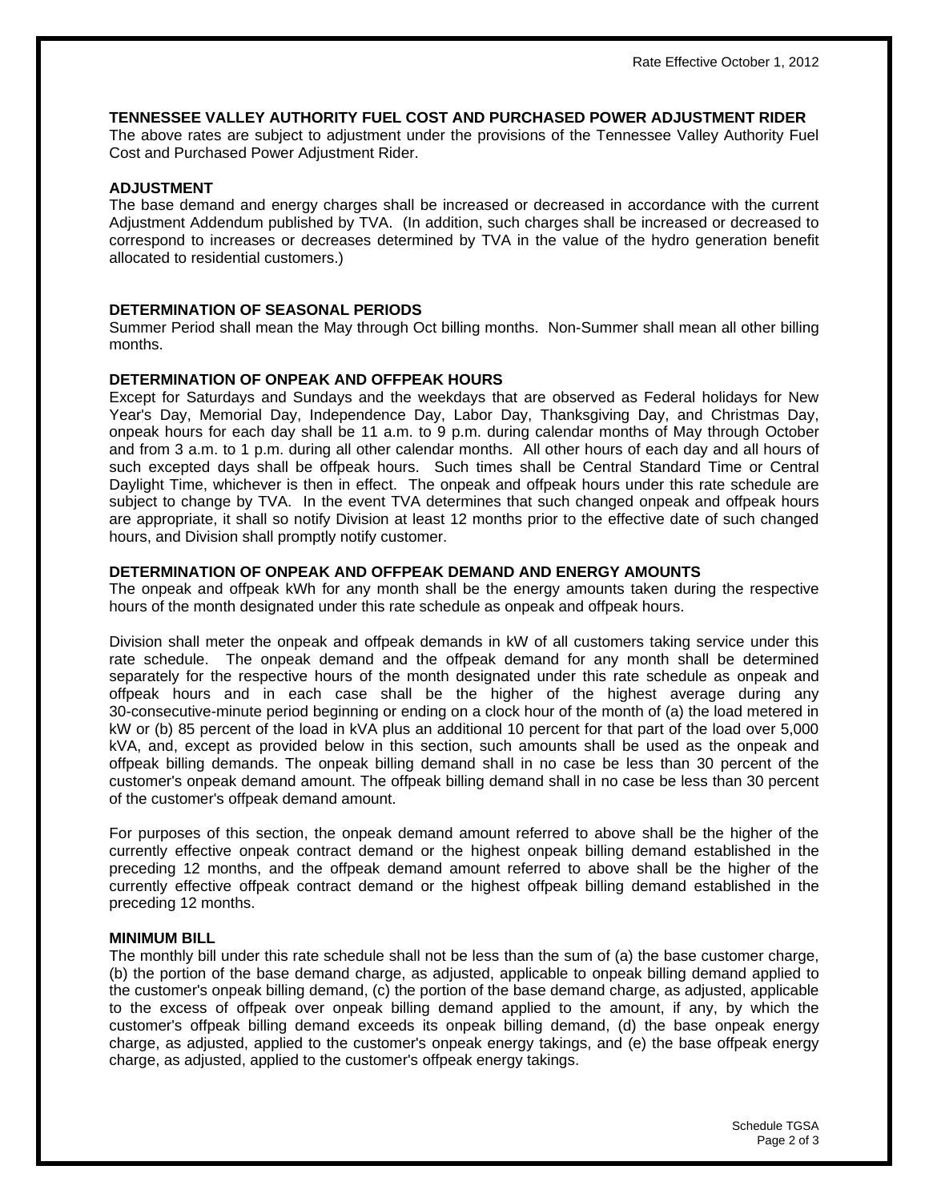Rate Effective October 1, 2012

**TENNESSEE VALLEY AUTHORITY FUEL COST AND PURCHASED POWER ADJUSTMENT RIDER**

The above rates are subject to adjustment under the provisions of the Tennessee Valley Authority Fuel Cost and Purchased Power Adjustment Rider.

**ADJUSTMENT**

The base demand and energy charges shall be increased or decreased in accordance with the current Adjustment Addendum published by TVA. (In addition, such charges shall be increased or decreased to correspond to increases or decreases determined by TVA in the value of the hydro generation benefit allocated to residential customers.)

**DETERMINATION OF SEASONAL PERIODS**

Summer Period shall mean the May through Oct billing months. Non-Summer shall mean all other billing months.

**DETERMINATION OF ONPEAK AND OFFPEAK HOURS**

Except for Saturdays and Sundays and the weekdays that are observed as Federal holidays for New Year's Day, Memorial Day, Independence Day, Labor Day, Thanksgiving Day, and Christmas Day, onpeak hours for each day shall be 11 a.m. to 9 p.m. during calendar months of May through October and from 3 a.m. to 1 p.m. during all other calendar months. All other hours of each day and all hours of such excepted days shall be offpeak hours. Such times shall be Central Standard Time or Central Daylight Time, whichever is then in effect. The onpeak and offpeak hours under this rate schedule are subject to change by TVA. In the event TVA determines that such changed onpeak and offpeak hours are appropriate, it shall so notify Division at least 12 months prior to the effective date of such changed hours, and Division shall promptly notify customer.

**DETERMINATION OF ONPEAK AND OFFPEAK DEMAND AND ENERGY AMOUNTS**

The onpeak and offpeak kWh for any month shall be the energy amounts taken during the respective hours of the month designated under this rate schedule as onpeak and offpeak hours.

Division shall meter the onpeak and offpeak demands in kW of all customers taking service under this rate schedule. The onpeak demand and the offpeak demand for any month shall be determined separately for the respective hours of the month designated under this rate schedule as onpeak and offpeak hours and in each case shall be the higher of the highest average during any 30-consecutive-minute period beginning or ending on a clock hour of the month of (a) the load metered in kW or (b) 85 percent of the load in kVA plus an additional 10 percent for that part of the load over 5,000 kVA, and, except as provided below in this section, such amounts shall be used as the onpeak and offpeak billing demands. The onpeak billing demand shall in no case be less than 30 percent of the customer's onpeak demand amount. The offpeak billing demand shall in no case be less than 30 percent of the customer's offpeak demand amount.

For purposes of this section, the onpeak demand amount referred to above shall be the higher of the currently effective onpeak contract demand or the highest onpeak billing demand established in the preceding 12 months, and the offpeak demand amount referred to above shall be the higher of the currently effective offpeak contract demand or the highest offpeak billing demand established in the preceding 12 months.

**MINIMUM BILL**

The monthly bill under this rate schedule shall not be less than the sum of (a) the base customer charge, (b) the portion of the base demand charge, as adjusted, applicable to onpeak billing demand applied to the customer's onpeak billing demand, (c) the portion of the base demand charge, as adjusted, applicable to the excess of offpeak over onpeak billing demand applied to the amount, if any, by which the customer's offpeak billing demand exceeds its onpeak billing demand, (d) the base onpeak energy charge, as adjusted, applied to the customer's onpeak energy takings, and (e) the base offpeak energy charge, as adjusted, applied to the customer's offpeak energy takings.

Schedule TGSA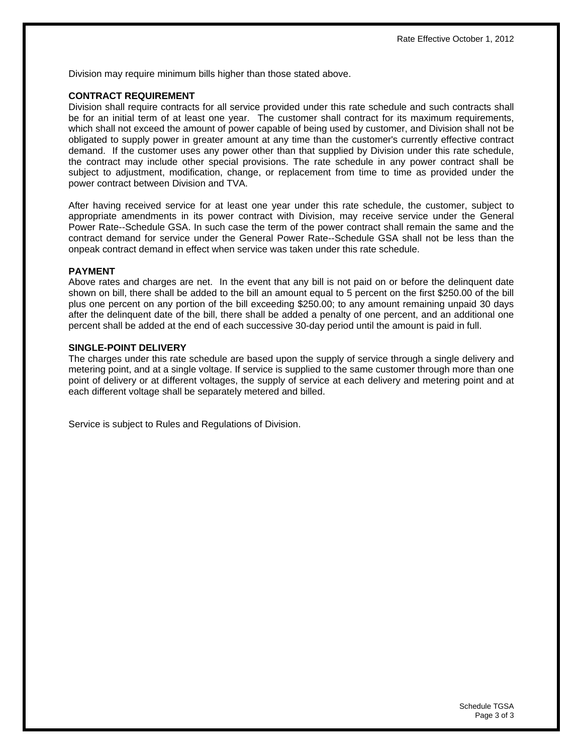Division may require minimum bills higher than those stated above.

**CONTRACT REQUIREMENT**

Division shall require contracts for all service provided under this rate schedule and such contracts shall be for an initial term of at least one year. The customer shall contract for its maximum requirements, which shall not exceed the amount of power capable of being used by customer, and Division shall not be obligated to supply power in greater amount at any time than the customer's currently effective contract demand. If the customer uses any power other than that supplied by Division under this rate schedule, the contract may include other special provisions. The rate schedule in any power contract shall be subject to adjustment, modification, change, or replacement from time to time as provided under the power contract between Division and TVA.

After having received service for at least one year under this rate schedule, the customer, subject to appropriate amendments in its power contract with Division, may receive service under the General Power Rate--Schedule GSA. In such case the term of the power contract shall remain the same and the contract demand for service under the General Power Rate--Schedule GSA shall not be less than the onpeak contract demand in effect when service was taken under this rate schedule.

**PAYMENT**

Above rates and charges are net. In the event that any bill is not paid on or before the delinquent date shown on bill, there shall be added to the bill an amount equal to 5 percent on the first $250.00 of the bill plus one percent on any portion of the bill exceeding $250.00; to any amount remaining unpaid 30 days after the delinquent date of the bill, there shall be added a penalty of one percent, and an additional one percent shall be added at the end of each successive 30-day period until the amount is paid in full.

**SINGLE-POINT DELIVERY**

The charges under this rate schedule are based upon the supply of service through a single delivery and metering point, and at a single voltage. If service is supplied to the same customer through more than one point of delivery or at different voltages, the supply of service at each delivery and metering point and at each different voltage shall be separately metered and billed.

Service is subject to Rules and Regulations of Division.